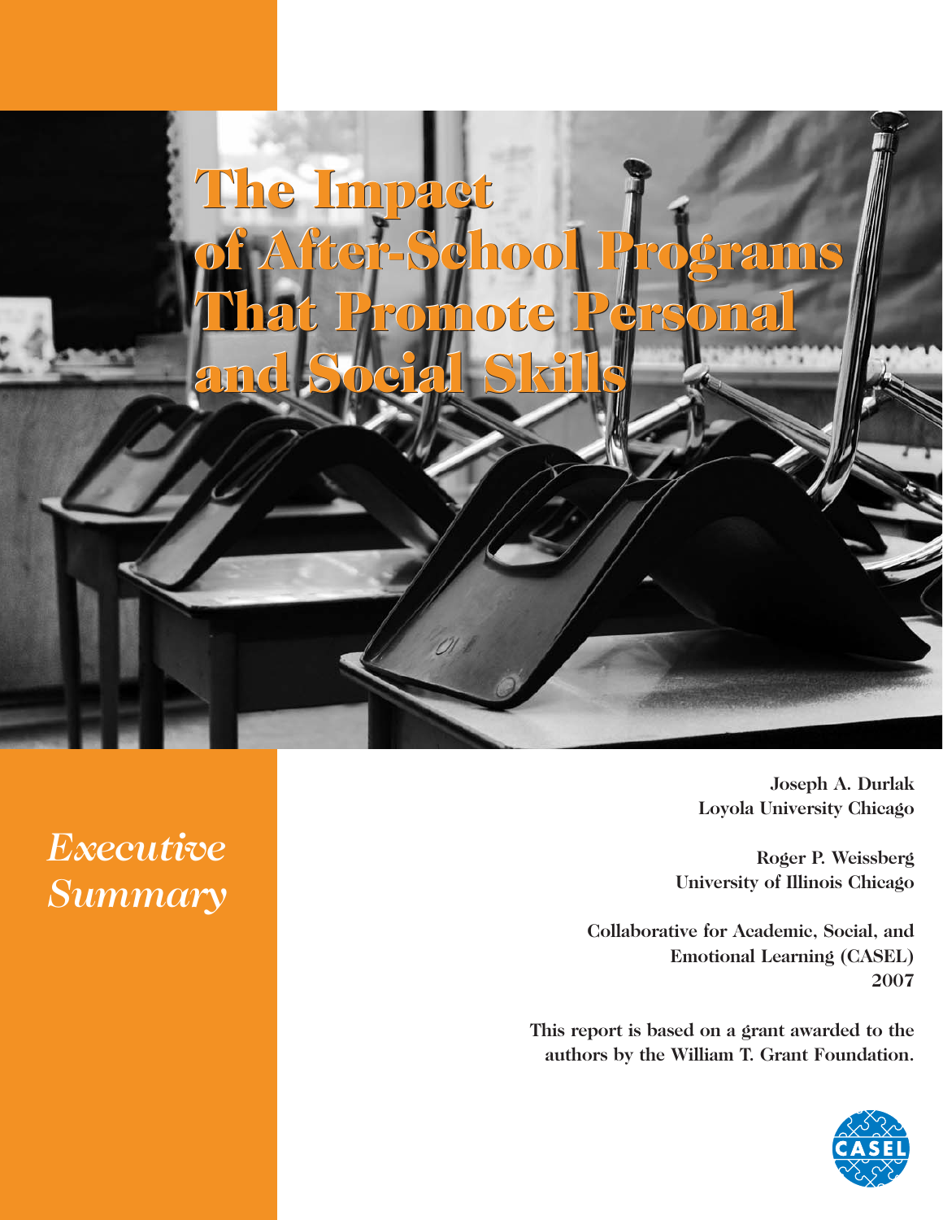# The Impact of After-School Programs That Promote Personal and Social Skills

*Executive Summary*

**Joseph A. Durlak**
**Loyola University Chicago**

**Roger P. Weissberg**
**University of Illinois Chicago**

**Collaborative for Academic, Social, and Emotional Learning (CASEL)**
**2007**

**This report is based on a grant awarded to the authors by the William T. Grant Foundation.**

CASEL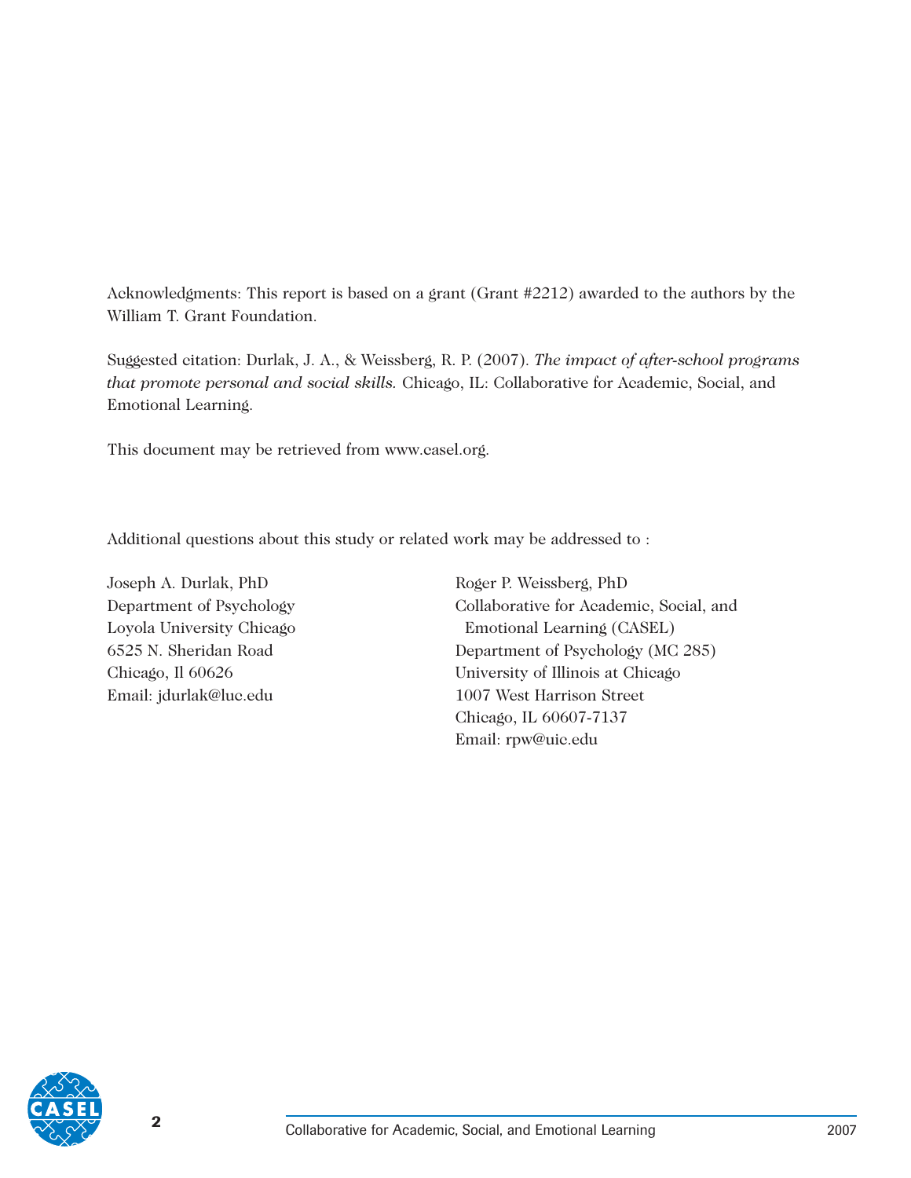Acknowledgments: This report is based on a grant (Grant #2212) awarded to the authors by the William T. Grant Foundation.

Suggested citation: Durlak, J. A., & Weissberg, R. P. (2007). *The impact of after-school programs that promote personal and social skills.* Chicago, IL: Collaborative for Academic, Social, and Emotional Learning.

This document may be retrieved from www.casel.org.

Additional questions about this study or related work may be addressed to :

Joseph A. Durlak, PhD
Department of Psychology
Loyola University Chicago
6525 N. Sheridan Road
Chicago, Il 60626
Email: jdurlak@luc.edu

Roger P. Weissberg, PhD
Collaborative for Academic, Social, and Emotional Learning (CASEL)
Department of Psychology (MC 285)
University of Illinois at Chicago
1007 West Harrison Street
Chicago, IL 60607-7137
Email: rpw@uic.edu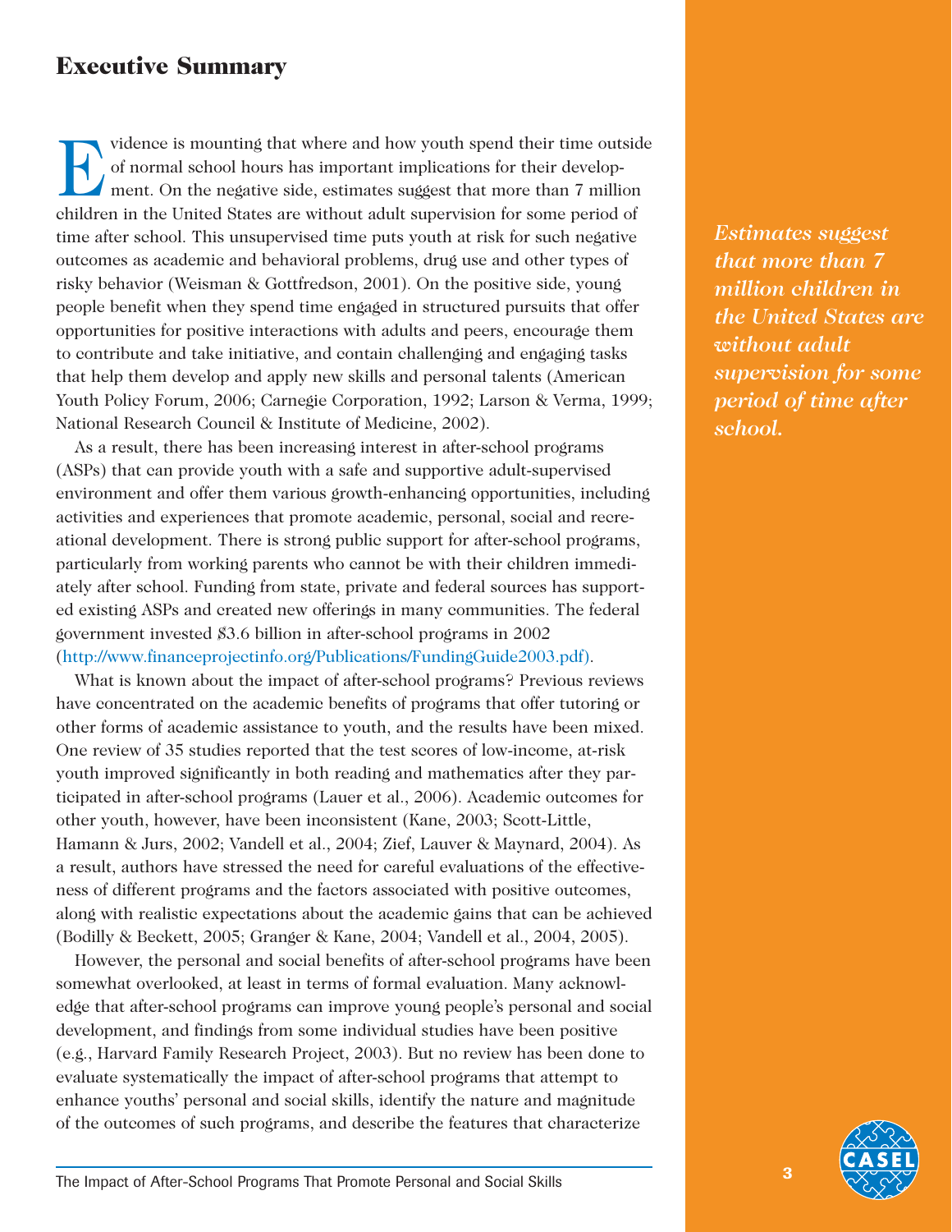## Executive Summary

Evidence is mounting that where and how youth spend their time outside of normal school hours has important implications for their development. On the negative side, estimates suggest that more than 7 million children in the United States are without adult supervision for some period of time after school. This unsupervised time puts youth at risk for such negative outcomes as academic and behavioral problems, drug use and other types of risky behavior (Weisman & Gottfredson, 2001). On the positive side, young people benefit when they spend time engaged in structured pursuits that offer opportunities for positive interactions with adults and peers, encourage them to contribute and take initiative, and contain challenging and engaging tasks that help them develop and apply new skills and personal talents (American Youth Policy Forum, 2006; Carnegie Corporation, 1992; Larson & Verma, 1999; National Research Council & Institute of Medicine, 2002).

*Estimates suggest that more than 7 million children in the United States are without adult supervision for some period of time after school.*

As a result, there has been increasing interest in after-school programs (ASPs) that can provide youth with a safe and supportive adult-supervised environment and offer them various growth-enhancing opportunities, including activities and experiences that promote academic, personal, social and recreational development. There is strong public support for after-school programs, particularly from working parents who cannot be with their children immediately after school. Funding from state, private and federal sources has supported existing ASPs and created new offerings in many communities. The federal government invested $3.6 billion in after-school programs in 2002 (http://www.financeprojectinfo.org/Publications/FundingGuide2003.pdf).

What is known about the impact of after-school programs? Previous reviews have concentrated on the academic benefits of programs that offer tutoring or other forms of academic assistance to youth, and the results have been mixed. One review of 35 studies reported that the test scores of low-income, at-risk youth improved significantly in both reading and mathematics after they participated in after-school programs (Lauer et al., 2006). Academic outcomes for other youth, however, have been inconsistent (Kane, 2003; Scott-Little, Hamann & Jurs, 2002; Vandell et al., 2004; Zief, Lauver & Maynard, 2004). As a result, authors have stressed the need for careful evaluations of the effectiveness of different programs and the factors associated with positive outcomes, along with realistic expectations about the academic gains that can be achieved (Bodilly & Beckett, 2005; Granger & Kane, 2004; Vandell et al., 2004, 2005).

However, the personal and social benefits of after-school programs have been somewhat overlooked, at least in terms of formal evaluation. Many acknowledge that after-school programs can improve young people's personal and social development, and findings from some individual studies have been positive (e.g., Harvard Family Research Project, 2003). But no review has been done to evaluate systematically the impact of after-school programs that attempt to enhance youths' personal and social skills, identify the nature and magnitude of the outcomes of such programs, and describe the features that characterize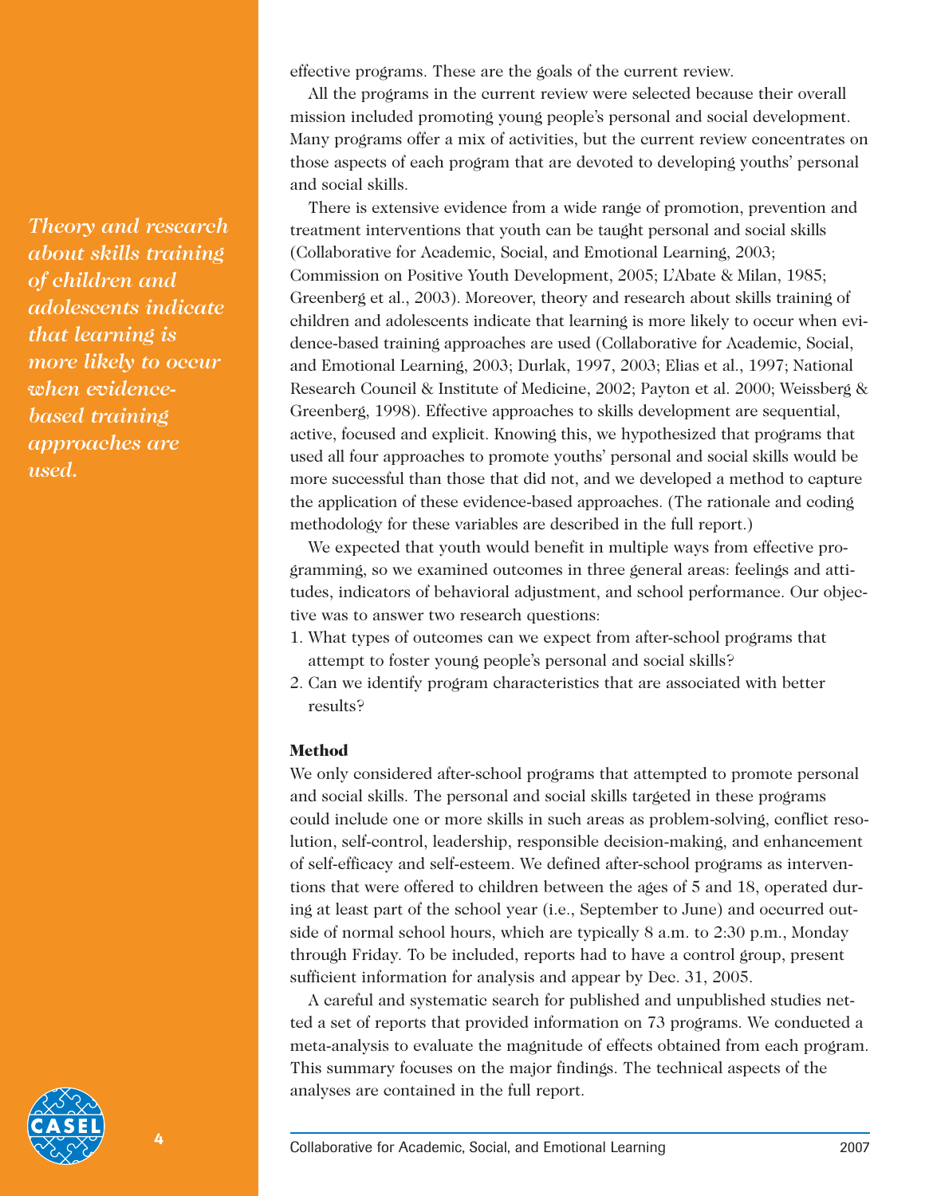effective programs. These are the goals of the current review.

All the programs in the current review were selected because their overall mission included promoting young people's personal and social development. Many programs offer a mix of activities, but the current review concentrates on those aspects of each program that are devoted to developing youths' personal and social skills.

*Theory and research about skills training of children and adolescents indicate that learning is more likely to occur when evidence-based training approaches are used.*

There is extensive evidence from a wide range of promotion, prevention and treatment interventions that youth can be taught personal and social skills (Collaborative for Academic, Social, and Emotional Learning, 2003; Commission on Positive Youth Development, 2005; L'Abate & Milan, 1985; Greenberg et al., 2003). Moreover, theory and research about skills training of children and adolescents indicate that learning is more likely to occur when evidence-based training approaches are used (Collaborative for Academic, Social, and Emotional Learning, 2003; Durlak, 1997, 2003; Elias et al., 1997; National Research Council & Institute of Medicine, 2002; Payton et al. 2000; Weissberg & Greenberg, 1998). Effective approaches to skills development are sequential, active, focused and explicit. Knowing this, we hypothesized that programs that used all four approaches to promote youths' personal and social skills would be more successful than those that did not, and we developed a method to capture the application of these evidence-based approaches. (The rationale and coding methodology for these variables are described in the full report.)

We expected that youth would benefit in multiple ways from effective programming, so we examined outcomes in three general areas: feelings and attitudes, indicators of behavioral adjustment, and school performance. Our objective was to answer two research questions:

1. What types of outcomes can we expect from after-school programs that attempt to foster young people's personal and social skills?
2. Can we identify program characteristics that are associated with better results?

### Method

We only considered after-school programs that attempted to promote personal and social skills. The personal and social skills targeted in these programs could include one or more skills in such areas as problem-solving, conflict resolution, self-control, leadership, responsible decision-making, and enhancement of self-efficacy and self-esteem. We defined after-school programs as interventions that were offered to children between the ages of 5 and 18, operated during at least part of the school year (i.e., September to June) and occurred outside of normal school hours, which are typically 8 a.m. to 2:30 p.m., Monday through Friday. To be included, reports had to have a control group, present sufficient information for analysis and appear by Dec. 31, 2005.

A careful and systematic search for published and unpublished studies netted a set of reports that provided information on 73 programs. We conducted a meta-analysis to evaluate the magnitude of effects obtained from each program. This summary focuses on the major findings. The technical aspects of the analyses are contained in the full report.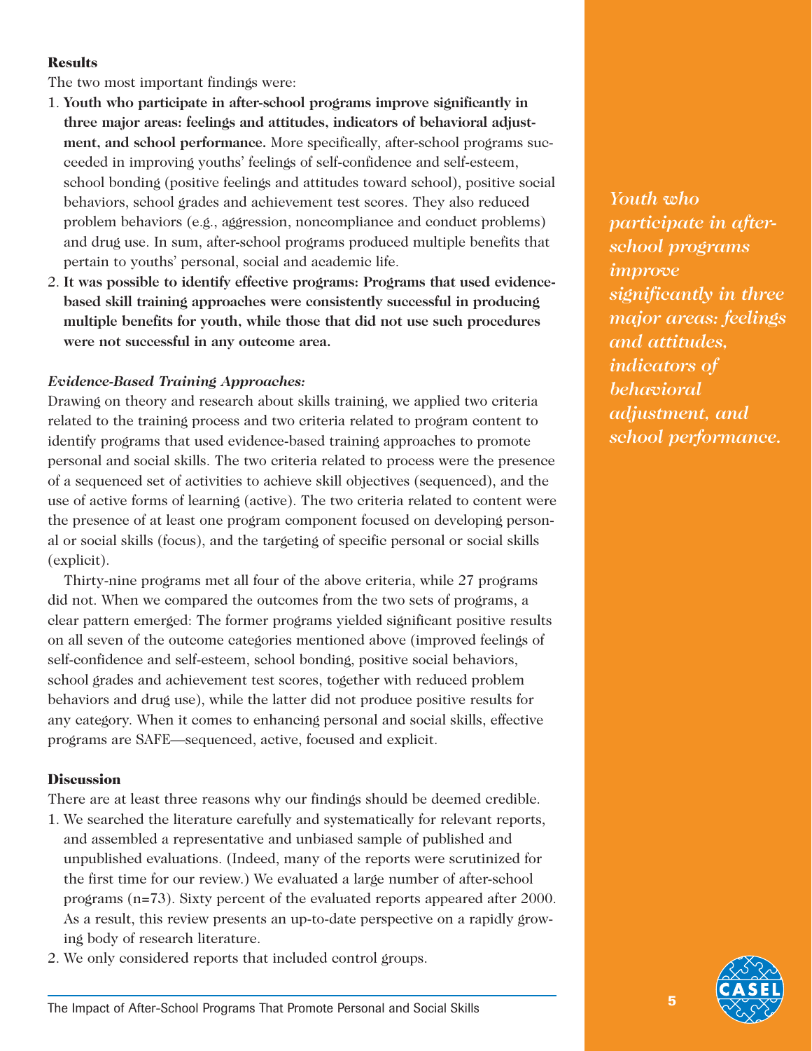### Results

The two most important findings were:

1. **Youth who participate in after-school programs improve significantly in three major areas: feelings and attitudes, indicators of behavioral adjustment, and school performance.** More specifically, after-school programs succeeded in improving youths' feelings of self-confidence and self-esteem, school bonding (positive feelings and attitudes toward school), positive social behaviors, school grades and achievement test scores. They also reduced problem behaviors (e.g., aggression, noncompliance and conduct problems) and drug use. In sum, after-school programs produced multiple benefits that pertain to youths' personal, social and academic life.
2. **It was possible to identify effective programs: Programs that used evidence-based skill training approaches were consistently successful in producing multiple benefits for youth, while those that did not use such procedures were not successful in any outcome area.**

*Youth who participate in after-school programs improve significantly in three major areas: feelings and attitudes, indicators of behavioral adjustment, and school performance.*

***Evidence-Based Training Approaches:***

Drawing on theory and research about skills training, we applied two criteria related to the training process and two criteria related to program content to identify programs that used evidence-based training approaches to promote personal and social skills. The two criteria related to process were the presence of a sequenced set of activities to achieve skill objectives (sequenced), and the use of active forms of learning (active). The two criteria related to content were the presence of at least one program component focused on developing personal or social skills (focus), and the targeting of specific personal or social skills (explicit).

Thirty-nine programs met all four of the above criteria, while 27 programs did not. When we compared the outcomes from the two sets of programs, a clear pattern emerged: The former programs yielded significant positive results on all seven of the outcome categories mentioned above (improved feelings of self-confidence and self-esteem, school bonding, positive social behaviors, school grades and achievement test scores, together with reduced problem behaviors and drug use), while the latter did not produce positive results for any category. When it comes to enhancing personal and social skills, effective programs are SAFE—sequenced, active, focused and explicit.

### Discussion

There are at least three reasons why our findings should be deemed credible.

1. We searched the literature carefully and systematically for relevant reports, and assembled a representative and unbiased sample of published and unpublished evaluations. (Indeed, many of the reports were scrutinized for the first time for our review.) We evaluated a large number of after-school programs (n=73). Sixty percent of the evaluated reports appeared after 2000. As a result, this review presents an up-to-date perspective on a rapidly growing body of research literature.
2. We only considered reports that included control groups.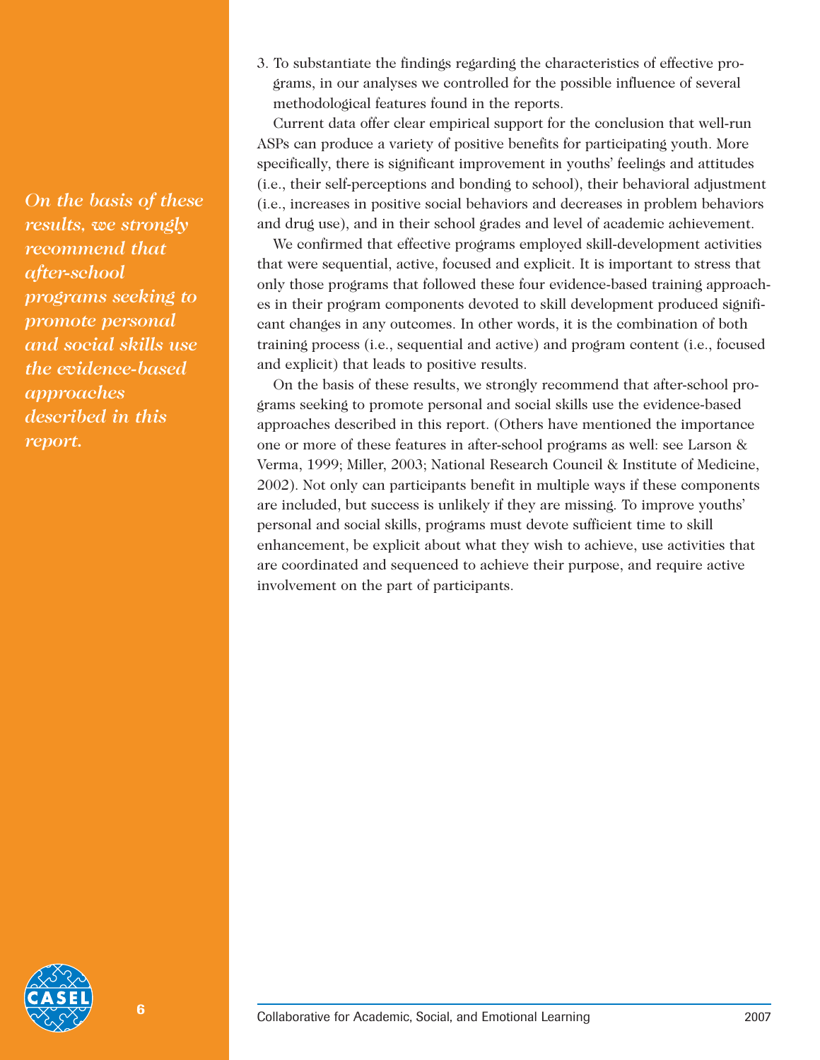*On the basis of these results, we strongly recommend that after-school programs seeking to promote personal and social skills use the evidence-based approaches described in this report.*

3. To substantiate the findings regarding the characteristics of effective programs, in our analyses we controlled for the possible influence of several methodological features found in the reports.

Current data offer clear empirical support for the conclusion that well-run ASPs can produce a variety of positive benefits for participating youth. More specifically, there is significant improvement in youths' feelings and attitudes (i.e., their self-perceptions and bonding to school), their behavioral adjustment (i.e., increases in positive social behaviors and decreases in problem behaviors and drug use), and in their school grades and level of academic achievement.

We confirmed that effective programs employed skill-development activities that were sequential, active, focused and explicit. It is important to stress that only those programs that followed these four evidence-based training approaches in their program components devoted to skill development produced significant changes in any outcomes. In other words, it is the combination of both training process (i.e., sequential and active) and program content (i.e., focused and explicit) that leads to positive results.

On the basis of these results, we strongly recommend that after-school programs seeking to promote personal and social skills use the evidence-based approaches described in this report. (Others have mentioned the importance one or more of these features in after-school programs as well: see Larson & Verma, 1999; Miller, 2003; National Research Council & Institute of Medicine, 2002). Not only can participants benefit in multiple ways if these components are included, but success is unlikely if they are missing. To improve youths' personal and social skills, programs must devote sufficient time to skill enhancement, be explicit about what they wish to achieve, use activities that are coordinated and sequenced to achieve their purpose, and require active involvement on the part of participants.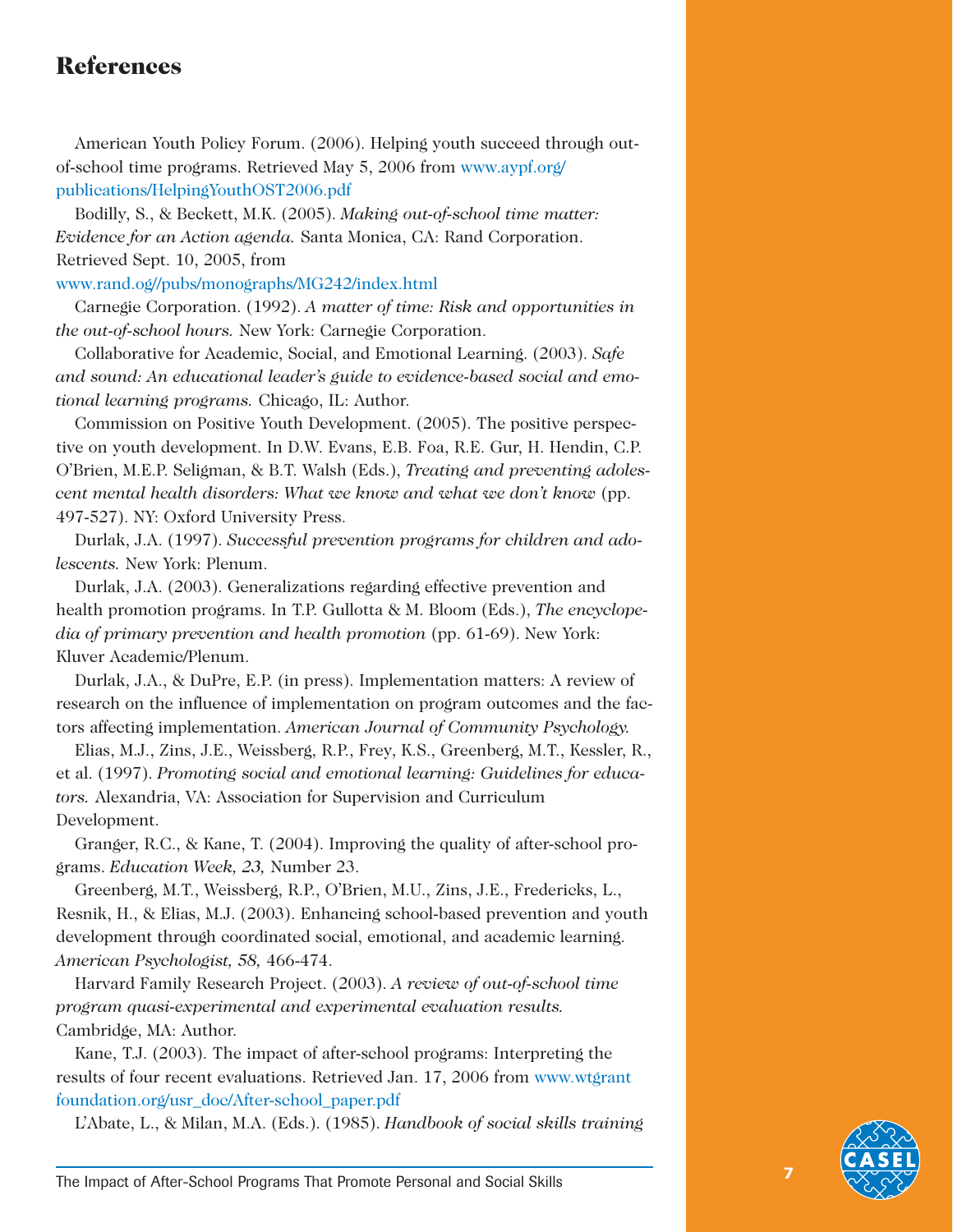# References

American Youth Policy Forum. (2006). Helping youth succeed through out-of-school time programs. Retrieved May 5, 2006 from www.aypf.org/publications/HelpingYouthOST2006.pdf

Bodilly, S., & Beckett, M.K. (2005). *Making out-of-school time matter: Evidence for an Action agenda.* Santa Monica, CA: Rand Corporation. Retrieved Sept. 10, 2005, from www.rand.og//pubs/monographs/MG242/index.html

Carnegie Corporation. (1992). *A matter of time: Risk and opportunities in the out-of-school hours.* New York: Carnegie Corporation.

Collaborative for Academic, Social, and Emotional Learning. (2003). *Safe and sound: An educational leader's guide to evidence-based social and emotional learning programs.* Chicago, IL: Author.

Commission on Positive Youth Development. (2005). The positive perspective on youth development. In D.W. Evans, E.B. Foa, R.E. Gur, H. Hendin, C.P. O'Brien, M.E.P. Seligman, & B.T. Walsh (Eds.), *Treating and preventing adolescent mental health disorders: What we know and what we don't know* (pp. 497-527). NY: Oxford University Press.

Durlak, J.A. (1997). *Successful prevention programs for children and adolescents.* New York: Plenum.

Durlak, J.A. (2003). Generalizations regarding effective prevention and health promotion programs. In T.P. Gullotta & M. Bloom (Eds.), *The encyclopedia of primary prevention and health promotion* (pp. 61-69). New York: Kluver Academic/Plenum.

Durlak, J.A., & DuPre, E.P. (in press). Implementation matters: A review of research on the influence of implementation on program outcomes and the factors affecting implementation. *American Journal of Community Psychology.*

Elias, M.J., Zins, J.E., Weissberg, R.P., Frey, K.S., Greenberg, M.T., Kessler, R., et al. (1997). *Promoting social and emotional learning: Guidelines for educators.* Alexandria, VA: Association for Supervision and Curriculum Development.

Granger, R.C., & Kane, T. (2004). Improving the quality of after-school programs. *Education Week, 23,* Number 23.

Greenberg, M.T., Weissberg, R.P., O'Brien, M.U., Zins, J.E., Fredericks, L., Resnik, H., & Elias, M.J. (2003). Enhancing school-based prevention and youth development through coordinated social, emotional, and academic learning. *American Psychologist, 58,* 466-474.

Harvard Family Research Project. (2003). *A review of out-of-school time program quasi-experimental and experimental evaluation results.* Cambridge, MA: Author.

Kane, T.J. (2003). The impact of after-school programs: Interpreting the results of four recent evaluations. Retrieved Jan. 17, 2006 from www.wtgrantfoundation.org/usr_doc/After-school_paper.pdf

L'Abate, L., & Milan, M.A. (Eds.). (1985). *Handbook of social skills training*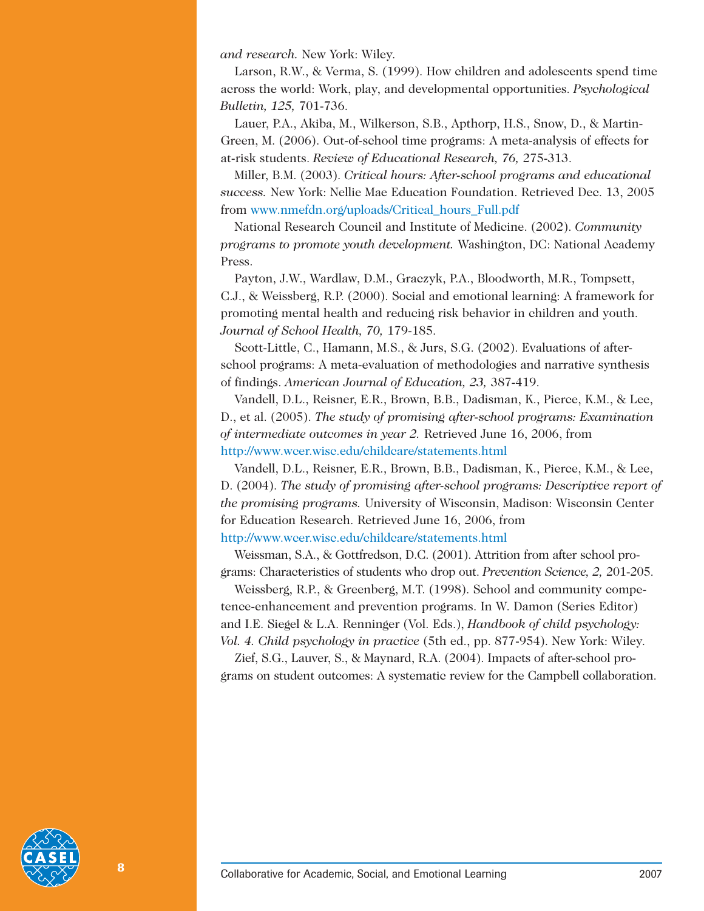*and research.* New York: Wiley.

Larson, R.W., & Verma, S. (1999). How children and adolescents spend time across the world: Work, play, and developmental opportunities. *Psychological Bulletin, 125,* 701-736.

Lauer, P.A., Akiba, M., Wilkerson, S.B., Apthorp, H.S., Snow, D., & Martin-Green, M. (2006). Out-of-school time programs: A meta-analysis of effects for at-risk students. *Review of Educational Research, 76,* 275-313.

Miller, B.M. (2003). *Critical hours: After-school programs and educational success.* New York: Nellie Mae Education Foundation. Retrieved Dec. 13, 2005 from www.nmefdn.org/uploads/Critical_hours_Full.pdf

National Research Council and Institute of Medicine. (2002). *Community programs to promote youth development.* Washington, DC: National Academy Press.

Payton, J.W., Wardlaw, D.M., Graczyk, P.A., Bloodworth, M.R., Tompsett, C.J., & Weissberg, R.P. (2000). Social and emotional learning: A framework for promoting mental health and reducing risk behavior in children and youth. *Journal of School Health, 70,* 179-185.

Scott-Little, C., Hamann, M.S., & Jurs, S.G. (2002). Evaluations of after-school programs: A meta-evaluation of methodologies and narrative synthesis of findings. *American Journal of Education, 23,* 387-419.

Vandell, D.L., Reisner, E.R., Brown, B.B., Dadisman, K., Pierce, K.M., & Lee, D., et al. (2005). *The study of promising after-school programs: Examination of intermediate outcomes in year 2.* Retrieved June 16, 2006, from http://www.wcer.wisc.edu/childcare/statements.html

Vandell, D.L., Reisner, E.R., Brown, B.B., Dadisman, K., Pierce, K.M., & Lee, D. (2004). *The study of promising after-school programs: Descriptive report of the promising programs.* University of Wisconsin, Madison: Wisconsin Center for Education Research. Retrieved June 16, 2006, from http://www.wcer.wisc.edu/childcare/statements.html

Weissman, S.A., & Gottfredson, D.C. (2001). Attrition from after school programs: Characteristics of students who drop out. *Prevention Science, 2,* 201-205.

Weissberg, R.P., & Greenberg, M.T. (1998). School and community competence-enhancement and prevention programs. In W. Damon (Series Editor) and I.E. Siegel & L.A. Renninger (Vol. Eds.), *Handbook of child psychology: Vol. 4. Child psychology in practice* (5th ed., pp. 877-954). New York: Wiley.

Zief, S.G., Lauver, S., & Maynard, R.A. (2004). Impacts of after-school programs on student outcomes: A systematic review for the Campbell collaboration.